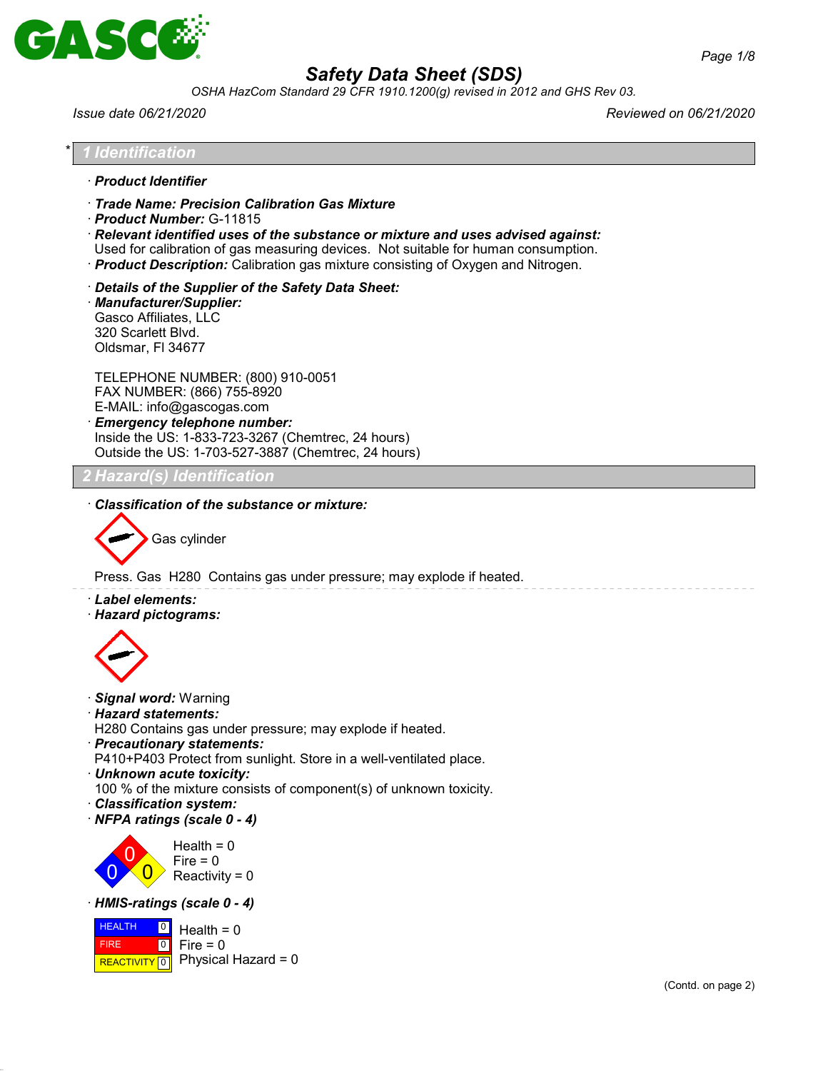# Safety Data Sheet (SDS)

*OSHA HazCom Standard 29 CFR 1910.1200(g) revised in 2012 and GHS Rev 03.*

*Issue date 06/21/2020* | *Reviewed on 06/21/2020*

## 1 Identification

· **Product Identifier**

· **Trade Name: Precision Calibration Gas Mixture**
· **Product Number:** G-11815
· **Relevant identified uses of the substance or mixture and uses advised against:**
Used for calibration of gas measuring devices. Not suitable for human consumption.
· **Product Description:** Calibration gas mixture consisting of Oxygen and Nitrogen.

· **Details of the Supplier of the Safety Data Sheet:**
· **Manufacturer/Supplier:**
Gasco Affiliates, LLC
320 Scarlett Blvd.
Oldsmar, Fl 34677

TELEPHONE NUMBER: (800) 910-0051
FAX NUMBER: (866) 755-8920
E-MAIL: info@gascogas.com
· **Emergency telephone number:**
Inside the US: 1-833-723-3267 (Chemtrec, 24 hours)
Outside the US: 1-703-527-3887 (Chemtrec, 24 hours)

## 2 Hazard(s) Identification

· **Classification of the substance or mixture:**

Gas cylinder

Press. Gas H280 Contains gas under pressure; may explode if heated.

· **Label elements:**
· **Hazard pictograms:**

· **Signal word:** Warning
· **Hazard statements:**
H280 Contains gas under pressure; may explode if heated.
· **Precautionary statements:**
P410+P403 Protect from sunlight. Store in a well-ventilated place.
· **Unknown acute toxicity:**
100 % of the mixture consists of component(s) of unknown toxicity.
· **Classification system:**
· **NFPA ratings (scale 0 - 4)**

Health = 0
Fire = 0
Reactivity = 0

· **HMIS-ratings (scale 0 - 4)**

| | | |
|---|---|---|
| HEALTH | 0 | Health = 0 |
| FIRE | 0 | Fire = 0 |
| REACTIVITY | 0 | Physical Hazard = 0 |

(Contd. on page 2)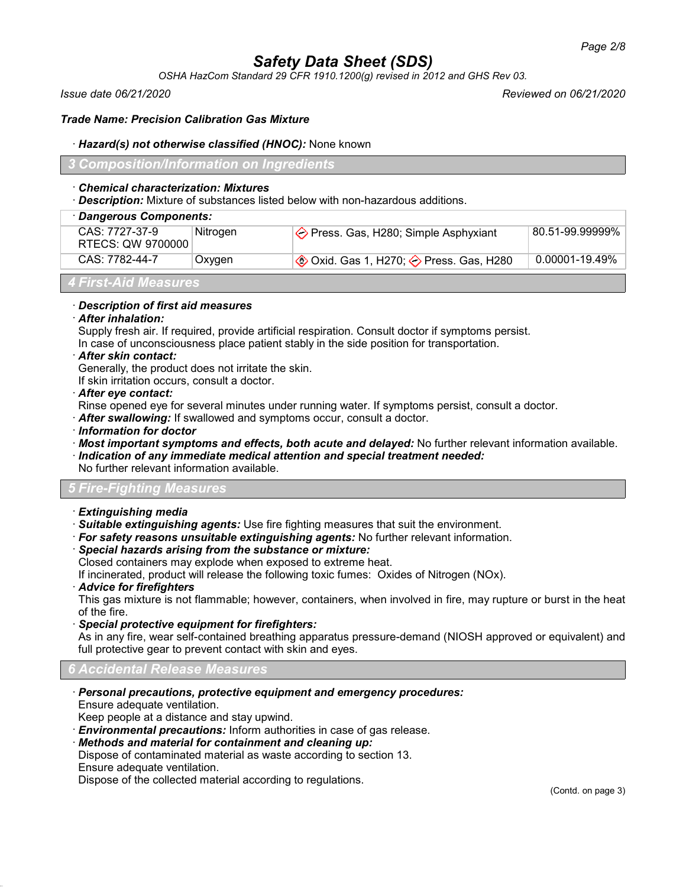**Trade Name: Precision Calibration Gas Mixture**

· ***Hazard(s) not otherwise classified (HNOC):*** None known

## 3 Composition/Information on Ingredients

· ***Chemical characterization: Mixtures***
· ***Description:*** Mixture of substances listed below with non-hazardous additions.

| · Dangerous Components: | | | |
|---|---|---|---|
| CAS: 7727-37-9<br>RTECS: QW 9700000 | Nitrogen | Press. Gas, H280; Simple Asphyxiant | 80.51-99.99999% |
| CAS: 7782-44-7 | Oxygen | Oxid. Gas 1, H270; Press. Gas, H280 | 0.00001-19.49% |

## 4 First-Aid Measures

· ***Description of first aid measures***
· ***After inhalation:***
Supply fresh air. If required, provide artificial respiration. Consult doctor if symptoms persist.
In case of unconsciousness place patient stably in the side position for transportation.
· ***After skin contact:***
Generally, the product does not irritate the skin.
If skin irritation occurs, consult a doctor.
· ***After eye contact:***
Rinse opened eye for several minutes under running water. If symptoms persist, consult a doctor.
· ***After swallowing:*** If swallowed and symptoms occur, consult a doctor.
· ***Information for doctor***
· ***Most important symptoms and effects, both acute and delayed:*** No further relevant information available.
· ***Indication of any immediate medical attention and special treatment needed:***
No further relevant information available.

## 5 Fire-Fighting Measures

· ***Extinguishing media***
· ***Suitable extinguishing agents:*** Use fire fighting measures that suit the environment.
· ***For safety reasons unsuitable extinguishing agents:*** No further relevant information.
· ***Special hazards arising from the substance or mixture:***
Closed containers may explode when exposed to extreme heat.
If incinerated, product will release the following toxic fumes: Oxides of Nitrogen (NOx).
· ***Advice for firefighters***
This gas mixture is not flammable; however, containers, when involved in fire, may rupture or burst in the heat of the fire.
· ***Special protective equipment for firefighters:***
As in any fire, wear self-contained breathing apparatus pressure-demand (NIOSH approved or equivalent) and full protective gear to prevent contact with skin and eyes.

## 6 Accidental Release Measures

· ***Personal precautions, protective equipment and emergency procedures:***
Ensure adequate ventilation.
Keep people at a distance and stay upwind.
· ***Environmental precautions:*** Inform authorities in case of gas release.
· ***Methods and material for containment and cleaning up:***
Dispose of contaminated material as waste according to section 13.
Ensure adequate ventilation.
Dispose of the collected material according to regulations.

(Contd. on page 3)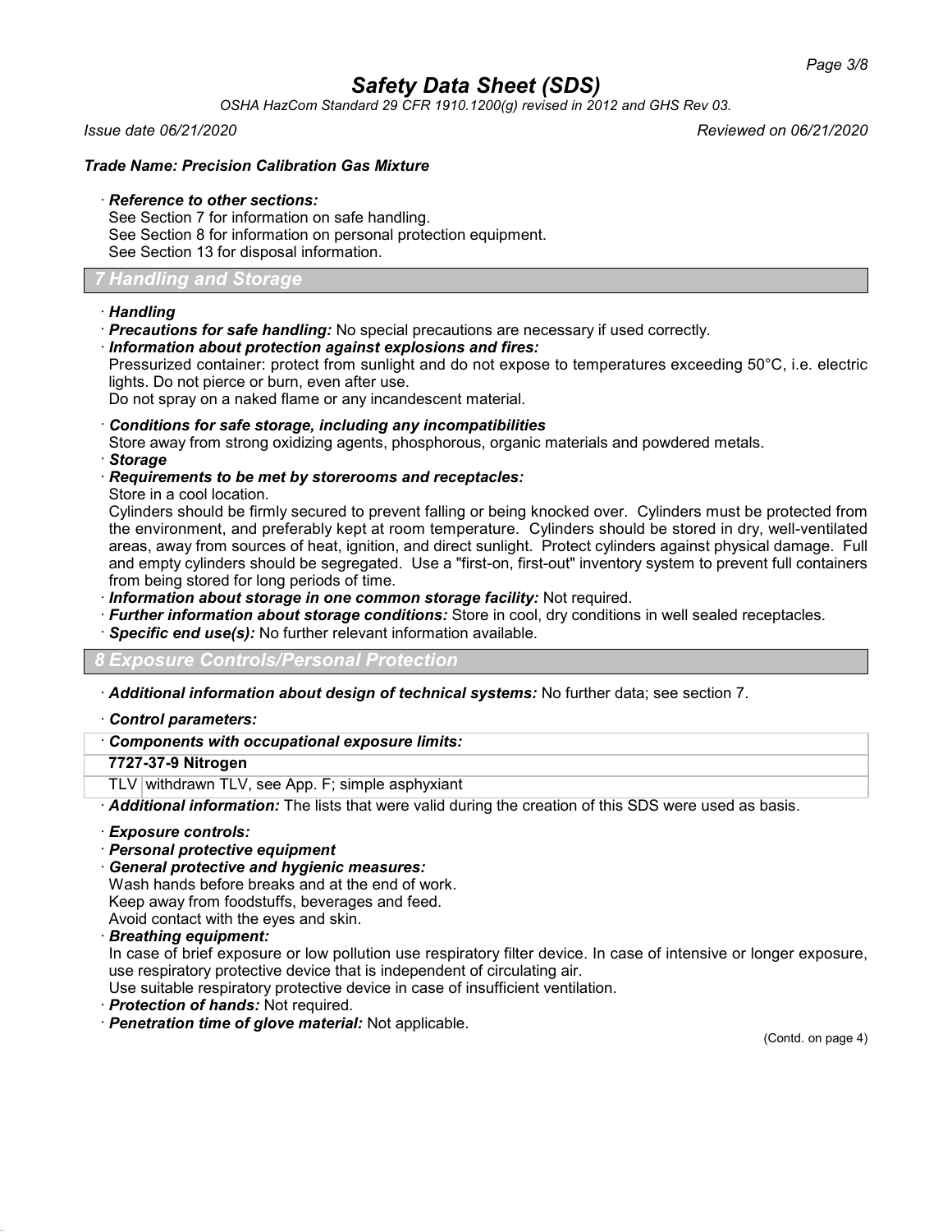**Trade Name: Precision Calibration Gas Mixture**

· ***Reference to other sections:***
See Section 7 for information on safe handling.
See Section 8 for information on personal protection equipment.
See Section 13 for disposal information.

## 7 Handling and Storage

· ***Handling***
· ***Precautions for safe handling:*** No special precautions are necessary if used correctly.
· ***Information about protection against explosions and fires:***
Pressurized container: protect from sunlight and do not expose to temperatures exceeding 50°C, i.e. electric lights. Do not pierce or burn, even after use.
Do not spray on a naked flame or any incandescent material.

· ***Conditions for safe storage, including any incompatibilities***
Store away from strong oxidizing agents, phosphorous, organic materials and powdered metals.
· ***Storage***
· ***Requirements to be met by storerooms and receptacles:***
Store in a cool location.
Cylinders should be firmly secured to prevent falling or being knocked over. Cylinders must be protected from the environment, and preferably kept at room temperature. Cylinders should be stored in dry, well-ventilated areas, away from sources of heat, ignition, and direct sunlight. Protect cylinders against physical damage. Full and empty cylinders should be segregated. Use a "first-on, first-out" inventory system to prevent full containers from being stored for long periods of time.
· ***Information about storage in one common storage facility:*** Not required.
· ***Further information about storage conditions:*** Store in cool, dry conditions in well sealed receptacles.
· ***Specific end use(s):*** No further relevant information available.

## 8 Exposure Controls/Personal Protection

· ***Additional information about design of technical systems:*** No further data; see section 7.

· ***Control parameters:***

| · ***Components with occupational exposure limits:*** | |
|---|---|
| **7727-37-9 Nitrogen** | |
| TLV | withdrawn TLV, see App. F; simple asphyxiant |

· ***Additional information:*** The lists that were valid during the creation of this SDS were used as basis.

· ***Exposure controls:***
· ***Personal protective equipment***
· ***General protective and hygienic measures:***
Wash hands before breaks and at the end of work.
Keep away from foodstuffs, beverages and feed.
Avoid contact with the eyes and skin.
· ***Breathing equipment:***
In case of brief exposure or low pollution use respiratory filter device. In case of intensive or longer exposure, use respiratory protective device that is independent of circulating air.
Use suitable respiratory protective device in case of insufficient ventilation.
· ***Protection of hands:*** Not required.
· ***Penetration time of glove material:*** Not applicable.

(Contd. on page 4)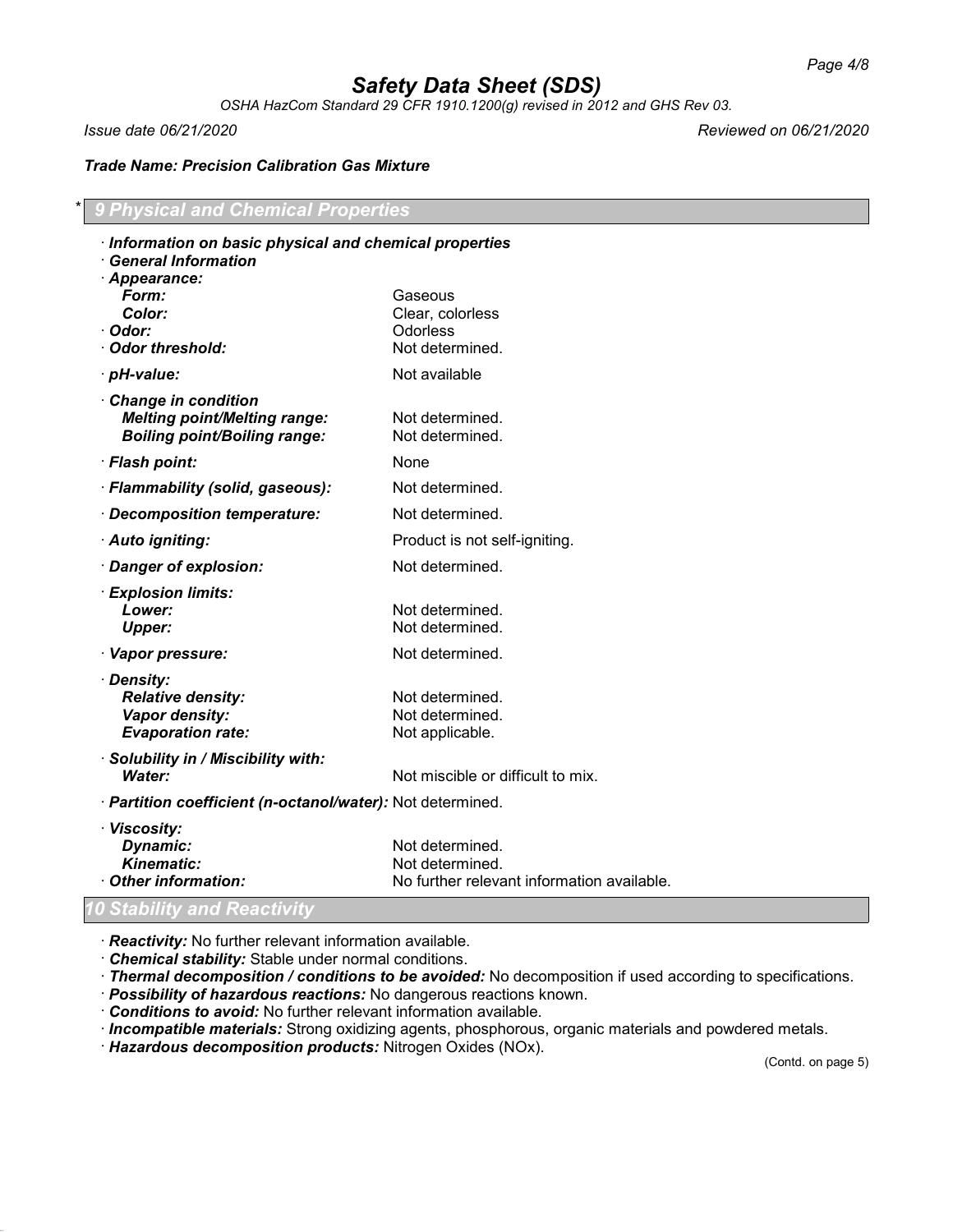Trade Name: Precision Calibration Gas Mixture

## * 9 Physical and Chemical Properties

· **Information on basic physical and chemical properties**
· **General Information**
· **Appearance:**

| | |
|---|---|
| **Form:** | Gaseous |
| **Color:** | Clear, colorless |
| · **Odor:** | Odorless |
| · **Odor threshold:** | Not determined. |
| · **pH-value:** | Not available |
| · **Change in condition** | |
| **Melting point/Melting range:** | Not determined. |
| **Boiling point/Boiling range:** | Not determined. |
| · **Flash point:** | None |
| · **Flammability (solid, gaseous):** | Not determined. |
| · **Decomposition temperature:** | Not determined. |
| · **Auto igniting:** | Product is not self-igniting. |
| · **Danger of explosion:** | Not determined. |
| · **Explosion limits:** | |
| **Lower:** | Not determined. |
| **Upper:** | Not determined. |
| · **Vapor pressure:** | Not determined. |
| · **Density:** | |
| **Relative density:** | Not determined. |
| **Vapor density:** | Not determined. |
| **Evaporation rate:** | Not applicable. |
| · **Solubility in / Miscibility with:** | |
| **Water:** | Not miscible or difficult to mix. |
| · **Partition coefficient (n-octanol/water):** | Not determined. |
| · **Viscosity:** | |
| **Dynamic:** | Not determined. |
| **Kinematic:** | Not determined. |
| · **Other information:** | No further relevant information available. |

## 10 Stability and Reactivity

· **Reactivity:** No further relevant information available.
· **Chemical stability:** Stable under normal conditions.
· **Thermal decomposition / conditions to be avoided:** No decomposition if used according to specifications.
· **Possibility of hazardous reactions:** No dangerous reactions known.
· **Conditions to avoid:** No further relevant information available.
· **Incompatible materials:** Strong oxidizing agents, phosphorous, organic materials and powdered metals.
· **Hazardous decomposition products:** Nitrogen Oxides (NOx).

(Contd. on page 5)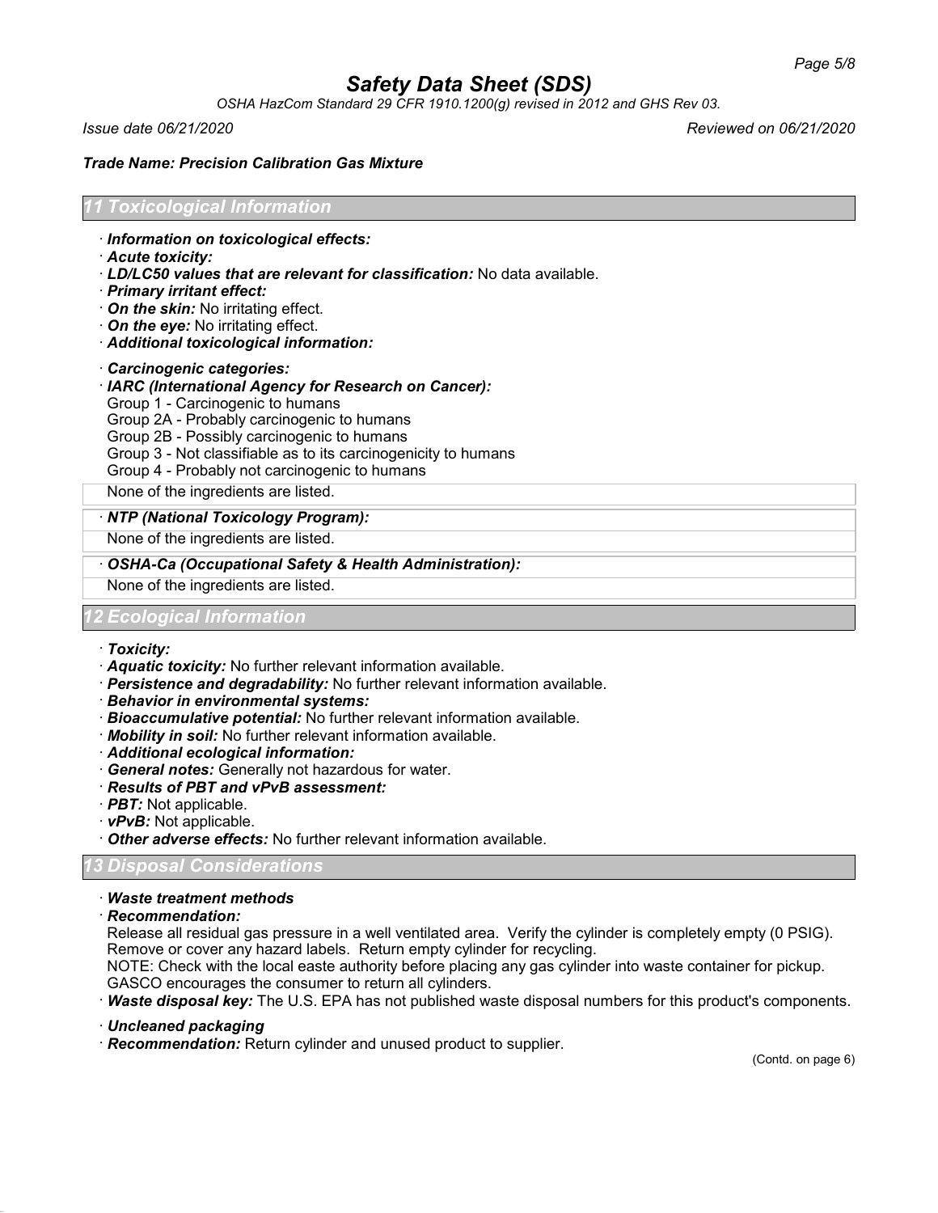## 11 Toxicological Information

· ***Information on toxicological effects:***
· ***Acute toxicity:***
· ***LD/LC50 values that are relevant for classification:*** No data available.
· ***Primary irritant effect:***
· ***On the skin:*** No irritating effect.
· ***On the eye:*** No irritating effect.
· ***Additional toxicological information:***

· ***Carcinogenic categories:***
· ***IARC (International Agency for Research on Cancer):***
Group 1 - Carcinogenic to humans
Group 2A - Probably carcinogenic to humans
Group 2B - Possibly carcinogenic to humans
Group 3 - Not classifiable as to its carcinogenicity to humans
Group 4 - Probably not carcinogenic to humans

None of the ingredients are listed.

· ***NTP (National Toxicology Program):***

None of the ingredients are listed.

· ***OSHA-Ca (Occupational Safety & Health Administration):***

None of the ingredients are listed.

## 12 Ecological Information

· ***Toxicity:***
· ***Aquatic toxicity:*** No further relevant information available.
· ***Persistence and degradability:*** No further relevant information available.
· ***Behavior in environmental systems:***
· ***Bioaccumulative potential:*** No further relevant information available.
· ***Mobility in soil:*** No further relevant information available.
· ***Additional ecological information:***
· ***General notes:*** Generally not hazardous for water.
· ***Results of PBT and vPvB assessment:***
· ***PBT:*** Not applicable.
· ***vPvB:*** Not applicable.
· ***Other adverse effects:*** No further relevant information available.

## 13 Disposal Considerations

· ***Waste treatment methods***
· ***Recommendation:***
Release all residual gas pressure in a well ventilated area. Verify the cylinder is completely empty (0 PSIG). Remove or cover any hazard labels. Return empty cylinder for recycling.
NOTE: Check with the local easte authority before placing any gas cylinder into waste container for pickup. GASCO encourages the consumer to return all cylinders.
· ***Waste disposal key:*** The U.S. EPA has not published waste disposal numbers for this product's components.

· ***Uncleaned packaging***
· ***Recommendation:*** Return cylinder and unused product to supplier.

(Contd. on page 6)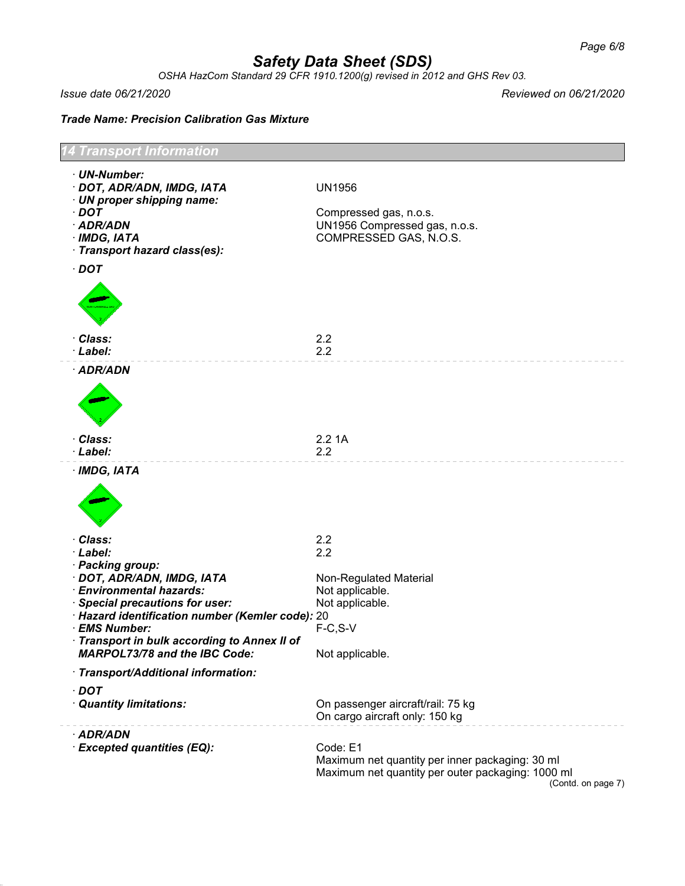# Safety Data Sheet (SDS)

*OSHA HazCom Standard 29 CFR 1910.1200(g) revised in 2012 and GHS Rev 03.*

*Issue date 06/21/2020* *Reviewed on 06/21/2020*

***Trade Name: Precision Calibration Gas Mixture***

## 14 Transport Information

· **UN-Number:**
· **DOT, ADR/ADN, IMDG, IATA** UN1956
· **UN proper shipping name:**
· **DOT** Compressed gas, n.o.s.
· **ADR/ADN** UN1956 Compressed gas, n.o.s.
· **IMDG, IATA** COMPRESSED GAS, N.O.S.
· **Transport hazard class(es):**

· **DOT**

· **Class:** 2.2
· **Label:** 2.2

· **ADR/ADN**

· **Class:** 2.2 1A
· **Label:** 2.2

· **IMDG, IATA**

· **Class:** 2.2
· **Label:** 2.2
· **Packing group:**
· **DOT, ADR/ADN, IMDG, IATA** Non-Regulated Material
· **Environmental hazards:** Not applicable.
· **Special precautions for user:** Not applicable.
· **Hazard identification number (Kemler code):** 20
· **EMS Number:** F-C,S-V
· **Transport in bulk according to Annex II of MARPOL73/78 and the IBC Code:** Not applicable.

· **Transport/Additional information:**

· **DOT**
· **Quantity limitations:** On passenger aircraft/rail: 75 kg
On cargo aircraft only: 150 kg

· **ADR/ADN**
· **Excepted quantities (EQ):** Code: E1
Maximum net quantity per inner packaging: 30 ml
Maximum net quantity per outer packaging: 1000 ml

(Contd. on page 7)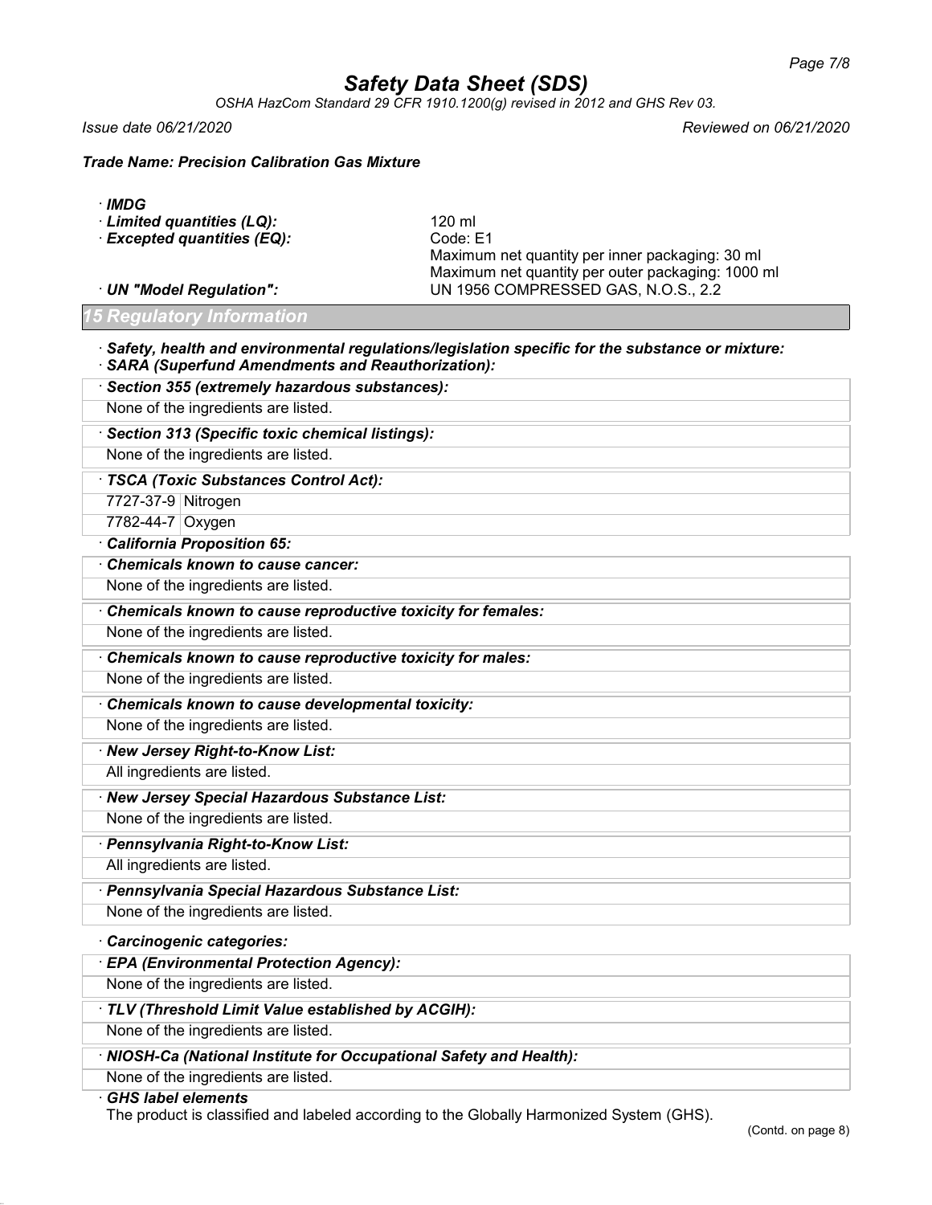**· IMDG**

**· Limited quantities (LQ):** 120 ml

**· Excepted quantities (EQ):** Code: E1
Maximum net quantity per inner packaging: 30 ml
Maximum net quantity per outer packaging: 1000 ml

**· UN "Model Regulation":** UN 1956 COMPRESSED GAS, N.O.S., 2.2

## 15 Regulatory Information

**· Safety, health and environmental regulations/legislation specific for the substance or mixture:**
**· SARA (Superfund Amendments and Reauthorization):**

**· Section 355 (extremely hazardous substances):**
None of the ingredients are listed.

**· Section 313 (Specific toxic chemical listings):**
None of the ingredients are listed.

**· TSCA (Toxic Substances Control Act):**

| | |
|---|---|
| 7727-37-9 | Nitrogen |
| 7782-44-7 | Oxygen |

**· California Proposition 65:**

**· Chemicals known to cause cancer:**
None of the ingredients are listed.

**· Chemicals known to cause reproductive toxicity for females:**
None of the ingredients are listed.

**· Chemicals known to cause reproductive toxicity for males:**
None of the ingredients are listed.

**· Chemicals known to cause developmental toxicity:**
None of the ingredients are listed.

**· New Jersey Right-to-Know List:**
All ingredients are listed.

**· New Jersey Special Hazardous Substance List:**
None of the ingredients are listed.

**· Pennsylvania Right-to-Know List:**
All ingredients are listed.

**· Pennsylvania Special Hazardous Substance List:**
None of the ingredients are listed.

**· Carcinogenic categories:**

**· EPA (Environmental Protection Agency):**
None of the ingredients are listed.

**· TLV (Threshold Limit Value established by ACGIH):**
None of the ingredients are listed.

**· NIOSH-Ca (National Institute for Occupational Safety and Health):**
None of the ingredients are listed.

**· GHS label elements**
The product is classified and labeled according to the Globally Harmonized System (GHS).

(Contd. on page 8)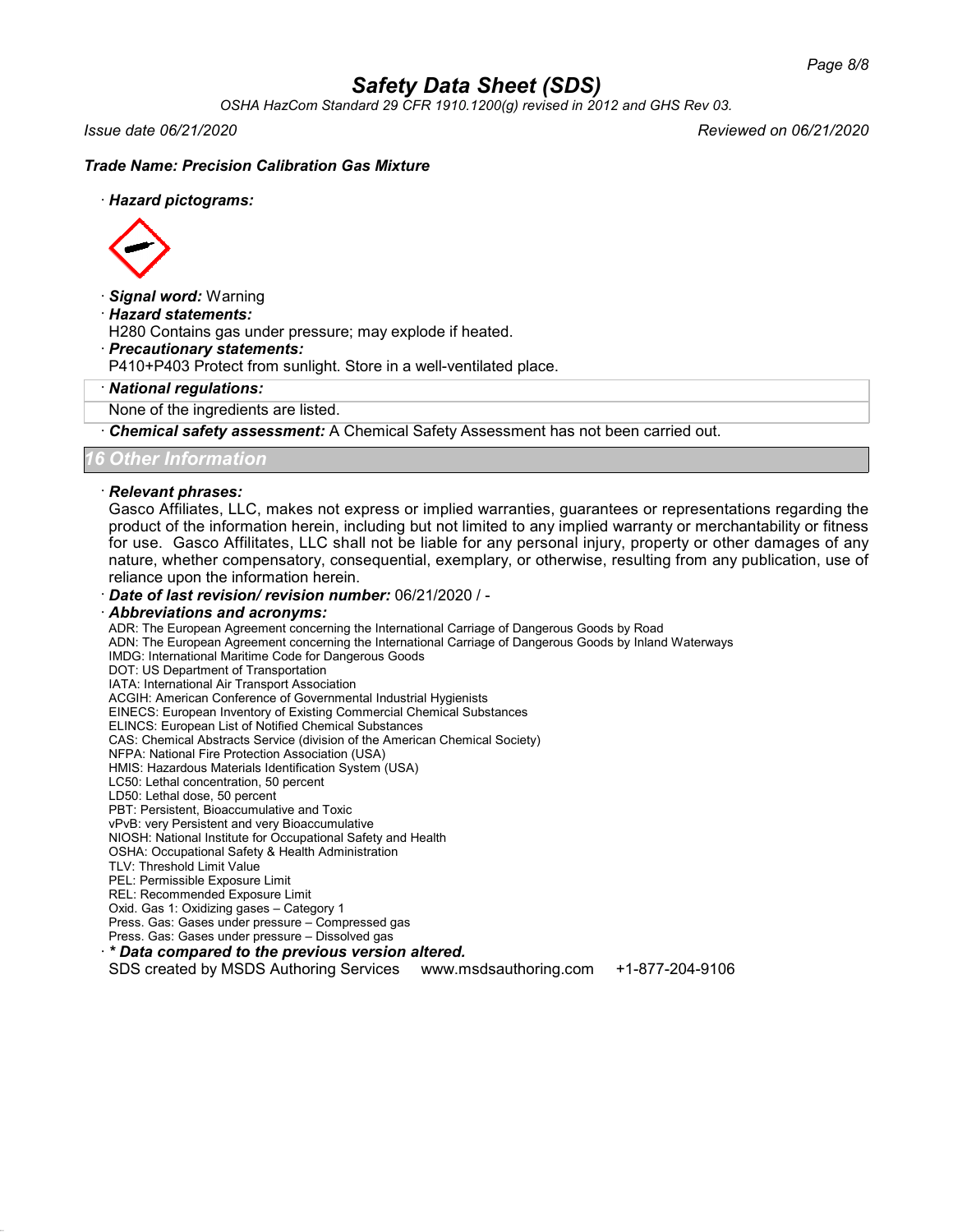# Safety Data Sheet (SDS)

*OSHA HazCom Standard 29 CFR 1910.1200(g) revised in 2012 and GHS Rev 03.*

*Issue date 06/21/2020* *Reviewed on 06/21/2020*

***Trade Name: Precision Calibration Gas Mixture***

· ***Hazard pictograms:***

· ***Signal word:*** Warning

· ***Hazard statements:***
H280 Contains gas under pressure; may explode if heated.

· ***Precautionary statements:***
P410+P403 Protect from sunlight. Store in a well-ventilated place.

· ***National regulations:***
None of the ingredients are listed.

· ***Chemical safety assessment:*** A Chemical Safety Assessment has not been carried out.

## *16 Other Information*

· ***Relevant phrases:***
Gasco Affiliates, LLC, makes not express or implied warranties, guarantees or representations regarding the product of the information herein, including but not limited to any implied warranty or merchantability or fitness for use. Gasco Affilitates, LLC shall not be liable for any personal injury, property or other damages of any nature, whether compensatory, consequential, exemplary, or otherwise, resulting from any publication, use of reliance upon the information herein.

· ***Date of last revision/ revision number:*** 06/21/2020 / -

· ***Abbreviations and acronyms:***
ADR: The European Agreement concerning the International Carriage of Dangerous Goods by Road
ADN: The European Agreement concerning the International Carriage of Dangerous Goods by Inland Waterways
IMDG: International Maritime Code for Dangerous Goods
DOT: US Department of Transportation
IATA: International Air Transport Association
ACGIH: American Conference of Governmental Industrial Hygienists
EINECS: European Inventory of Existing Commercial Chemical Substances
ELINCS: European List of Notified Chemical Substances
CAS: Chemical Abstracts Service (division of the American Chemical Society)
NFPA: National Fire Protection Association (USA)
HMIS: Hazardous Materials Identification System (USA)
LC50: Lethal concentration, 50 percent
LD50: Lethal dose, 50 percent
PBT: Persistent, Bioaccumulative and Toxic
vPvB: very Persistent and very Bioaccumulative
NIOSH: National Institute for Occupational Safety and Health
OSHA: Occupational Safety & Health Administration
TLV: Threshold Limit Value
PEL: Permissible Exposure Limit
REL: Recommended Exposure Limit
Oxid. Gas 1: Oxidizing gases – Category 1
Press. Gas: Gases under pressure – Compressed gas
Press. Gas: Gases under pressure – Dissolved gas

· ***\* Data compared to the previous version altered.***
SDS created by MSDS Authoring Services www.msdsauthoring.com +1-877-204-9106